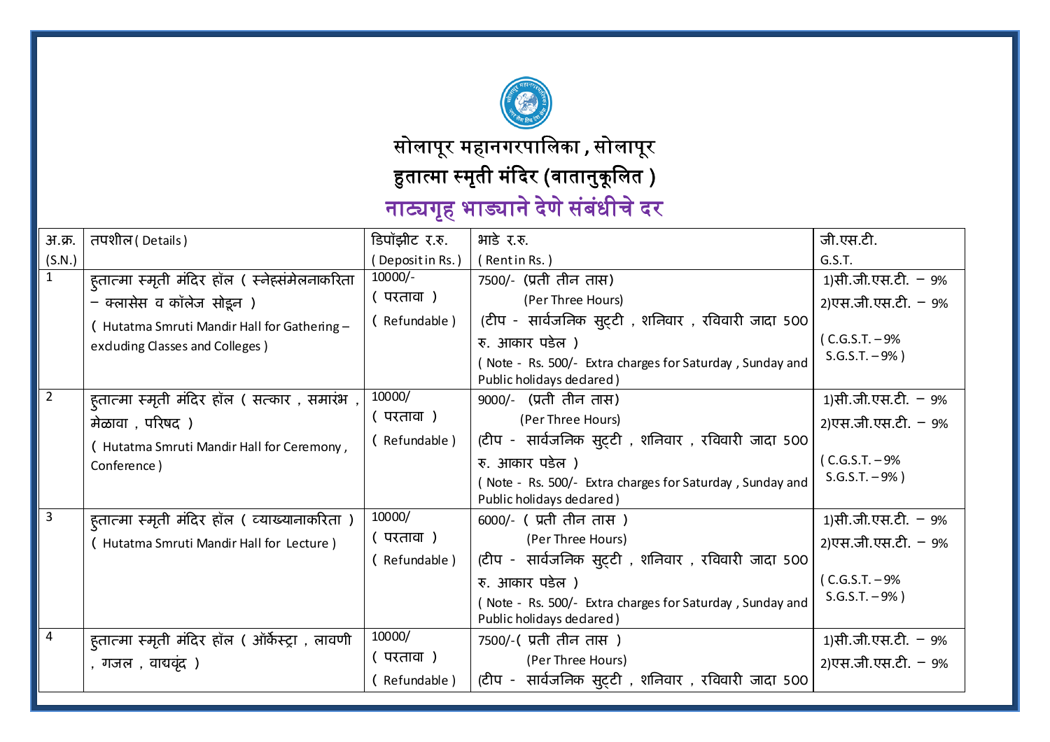# सोलापूर महानगरपालिका , सोलापूर

## हुतात्मा स्मृती मंदिर (वातानुकूलित )

## नाट्यगृह भाड्याने देणे संबंधीचे दर

| अ.क्र. (S.N.) | तपशील ( Details ) | डिपॉझीट र.रु. ( Deposit in Rs. ) | भाडे र.रु. ( Rent in Rs. ) | जी.एस.टी. G.S.T. |
|---|---|---|---|---|
| 1 | हुतात्मा स्मृती मंदिर हॉल ( स्नेहसंमेलनाकरिता – क्लासेस व कॉलेज सोडून ) ( Hutatma Smruti Mandir Hall for Gathering – excluding Classes and Colleges ) | 10000/- ( परतावा ) ( Refundable ) | 7500/- (प्रती तीन तास) (Per Three Hours) (टीप - सार्वजनिक सुट्टी , शनिवार , रविवारी जादा 500 रु. आकार पडेल ) ( Note - Rs. 500/- Extra charges for Saturday , Sunday and Public holidays declared ) | 1)सी.जी.एस.टी. – 9% 2)एस.जी.एस.टी. – 9% ( C.G.S.T. – 9% S.G.S.T. – 9% ) |
| 2 | हुतात्मा स्मृती मंदिर हॉल ( सत्कार , समारंभ , मेळावा , परिषद ) ( Hutatma Smruti Mandir Hall for Ceremony , Conference ) | 10000/ ( परतावा ) ( Refundable ) | 9000/- (प्रती तीन तास) (Per Three Hours) (टीप - सार्वजनिक सुट्टी , शनिवार , रविवारी जादा 500 रु. आकार पडेल ) ( Note - Rs. 500/- Extra charges for Saturday , Sunday and Public holidays declared ) | 1)सी.जी.एस.टी. – 9% 2)एस.जी.एस.टी. – 9% ( C.G.S.T. – 9% S.G.S.T. – 9% ) |
| 3 | हुतात्मा स्मृती मंदिर हॉल ( व्याख्यानाकरिता ) ( Hutatma Smruti Mandir Hall for Lecture ) | 10000/ ( परतावा ) ( Refundable ) | 6000/- ( प्रती तीन तास ) (Per Three Hours) (टीप - सार्वजनिक सुट्टी , शनिवार , रविवारी जादा 500 रु. आकार पडेल ) ( Note - Rs. 500/- Extra charges for Saturday , Sunday and Public holidays declared ) | 1)सी.जी.एस.टी. – 9% 2)एस.जी.एस.टी. – 9% ( C.G.S.T. – 9% S.G.S.T. – 9% ) |
| 4 | हुतात्मा स्मृती मंदिर हॉल ( ऑर्केस्ट्रा , लावणी , गजल , वाद्यवृंद ) | 10000/ ( परतावा ) ( Refundable ) | 7500/-( प्रती तीन तास ) (Per Three Hours) (टीप - सार्वजनिक सुट्टी , शनिवार , रविवारी जादा 500 | 1)सी.जी.एस.टी. – 9% 2)एस.जी.एस.टी. – 9% |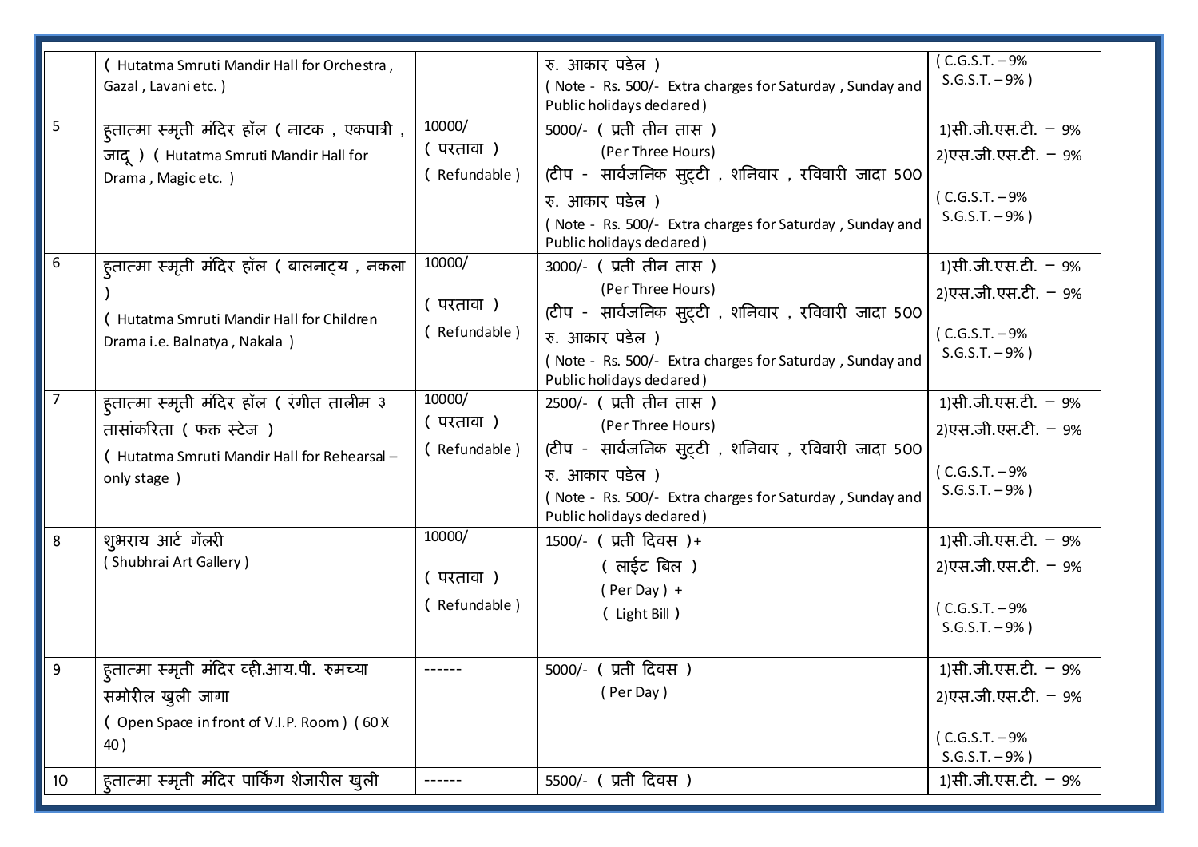|  |  |  |  |
|---|---|---|---|
|  | ( Hutatma Smruti Mandir Hall for Orchestra , Gazal , Lavani etc. ) |  | रु. आकार पडेल )<br>( Note - Rs. 500/- Extra charges for Saturday , Sunday and Public holidays declared ) | ( C.G.S.T. – 9%<br>S.G.S.T. – 9% ) |
| 5 | हुतात्मा स्मृती मंदिर हॉल ( नाटक , एकपात्री , जादू ) ( Hutatma Smruti Mandir Hall for Drama , Magic etc. ) | 10000/<br>( परतावा )<br>( Refundable ) | 5000/- ( प्रती तीन तास )<br>(Per Three Hours)<br>(टीप - सार्वजनिक सुट्टी , शनिवार , रविवारी जादा 500 रु. आकार पडेल )<br>( Note - Rs. 500/- Extra charges for Saturday , Sunday and Public holidays declared ) | 1)सी.जी.एस.टी. – 9%<br>2)एस.जी.एस.टी. – 9%<br>( C.G.S.T. – 9%<br>S.G.S.T. – 9% ) |
| 6 | हुतात्मा स्मृती मंदिर हॉल ( बालनाट्य , नकला )<br>( Hutatma Smruti Mandir Hall for Children Drama i.e. Balnatya , Nakala ) | 10000/<br>( परतावा )<br>( Refundable ) | 3000/- ( प्रती तीन तास )<br>(Per Three Hours)<br>(टीप - सार्वजनिक सुट्टी , शनिवार , रविवारी जादा 500 रु. आकार पडेल )<br>( Note - Rs. 500/- Extra charges for Saturday , Sunday and Public holidays declared ) | 1)सी.जी.एस.टी. – 9%<br>2)एस.जी.एस.टी. – 9%<br>( C.G.S.T. – 9%<br>S.G.S.T. – 9% ) |
| 7 | हुतात्मा स्मृती मंदिर हॉल ( रंगीत तालीम ३ तासांकरिता ( फक्त स्टेज )<br>( Hutatma Smruti Mandir Hall for Rehearsal – only stage ) | 10000/<br>( परतावा )<br>( Refundable ) | 2500/- ( प्रती तीन तास )<br>(Per Three Hours)<br>(टीप - सार्वजनिक सुट्टी , शनिवार , रविवारी जादा 500 रु. आकार पडेल )<br>( Note - Rs. 500/- Extra charges for Saturday , Sunday and Public holidays declared ) | 1)सी.जी.एस.टी. – 9%<br>2)एस.जी.एस.टी. – 9%<br>( C.G.S.T. – 9%<br>S.G.S.T. – 9% ) |
| 8 | शुभराय आर्ट गॅलरी<br>( Shubhrai Art Gallery ) | 10000/<br>( परतावा )<br>( Refundable ) | 1500/- ( प्रती दिवस )+<br>( लाईट बिल )<br>( Per Day ) +<br>( Light Bill ) | 1)सी.जी.एस.टी. – 9%<br>2)एस.जी.एस.टी. – 9%<br>( C.G.S.T. – 9%<br>S.G.S.T. – 9% ) |
| 9 | हुतात्मा स्मृती मंदिर व्ही.आय.पी. रुमच्या समोरील खुली जागा<br>( Open Space in front of V.I.P. Room ) ( 60 X 40 ) | ------ | 5000/- ( प्रती दिवस )<br>( Per Day ) | 1)सी.जी.एस.टी. – 9%<br>2)एस.जी.एस.टी. – 9%<br>( C.G.S.T. – 9%<br>S.G.S.T. – 9% ) |
| 10 | हुतात्मा स्मृती मंदिर पार्किंग शेजारील खुली | ------ | 5500/- ( प्रती दिवस ) | 1)सी.जी.एस.टी. – 9% |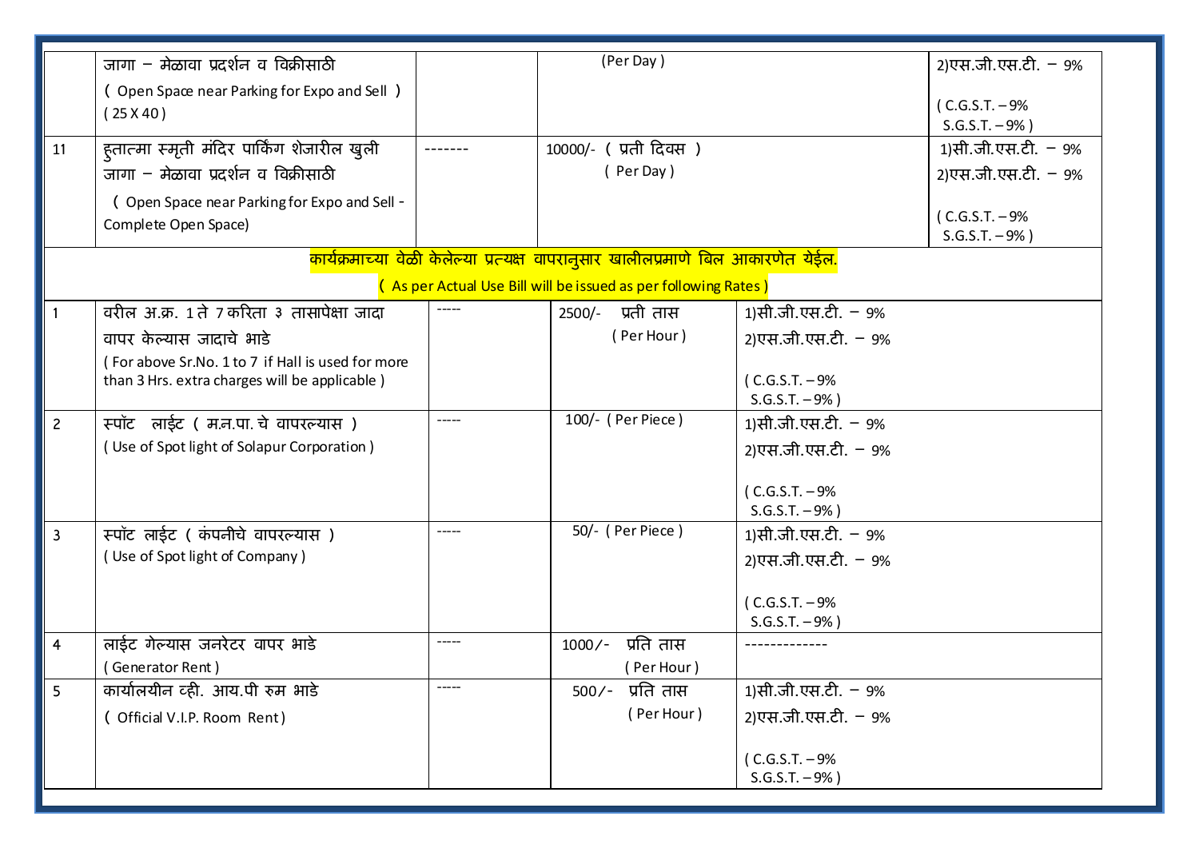| | | | | |
|---|---|---|---|---|
| | जागा – मेळावा प्रदर्शन व विक्रीसाठी ( Open Space near Parking for Expo and Sell ) ( 25 X 40 ) | | (Per Day ) | 2)एस.जी.एस.टी. – 9% ( C.G.S.T. – 9% S.G.S.T. – 9% ) |
| 11 | हुतात्मा स्मृती मंदिर पार्किंग शेजारील खुली जागा – मेळावा प्रदर्शन व विक्रीसाठी ( Open Space near Parking for Expo and Sell - Complete Open Space) | ------- | 10000/- ( प्रती दिवस ) ( Per Day ) | 1)सी.जी.एस.टी. – 9% 2)एस.जी.एस.टी. – 9% ( C.G.S.T. – 9% S.G.S.T. – 9% ) |

**कार्यक्रमाच्या वेळी केलेल्या प्रत्यक्ष वापरानुसार खालीलप्रमाणे बिल आकारणेत येईल.**

**( As per Actual Use Bill will be issued as per following Rates )**

| | | | | |
|---|---|---|---|---|
| 1 | वरील अ.क्र. 1 ते 7 करिता ३ तासापेक्षा जादा वापर केल्यास जादाचे भाडे ( For above Sr.No. 1 to 7 if Hall is used for more than 3 Hrs. extra charges will be applicable ) | ----- | 2500/- प्रती तास ( Per Hour ) | 1)सी.जी.एस.टी. – 9% 2)एस.जी.एस.टी. – 9% ( C.G.S.T. – 9% S.G.S.T. – 9% ) |
| 2 | स्पॉट लाईट ( म.न.पा. चे वापरल्यास ) ( Use of Spot light of Solapur Corporation ) | ----- | 100/- ( Per Piece ) | 1)सी.जी.एस.टी. – 9% 2)एस.जी.एस.टी. – 9% ( C.G.S.T. – 9% S.G.S.T. – 9% ) |
| 3 | स्पॉट लाईट ( कंपनीचे वापरल्यास ) ( Use of Spot light of Company ) | ----- | 50/- ( Per Piece ) | 1)सी.जी.एस.टी. – 9% 2)एस.जी.एस.टी. – 9% ( C.G.S.T. – 9% S.G.S.T. – 9% ) |
| 4 | लाईट गेल्यास जनरेटर वापर भाडे ( Generator Rent ) | ----- | 1000/- प्रति तास ( Per Hour ) | ------------- |
| 5 | कार्यालयीन व्ही. आय.पी रुम भाडे ( Official V.I.P. Room Rent) | ----- | 500/- प्रति तास ( Per Hour ) | 1)सी.जी.एस.टी. – 9% 2)एस.जी.एस.टी. – 9% ( C.G.S.T. – 9% S.G.S.T. – 9% ) |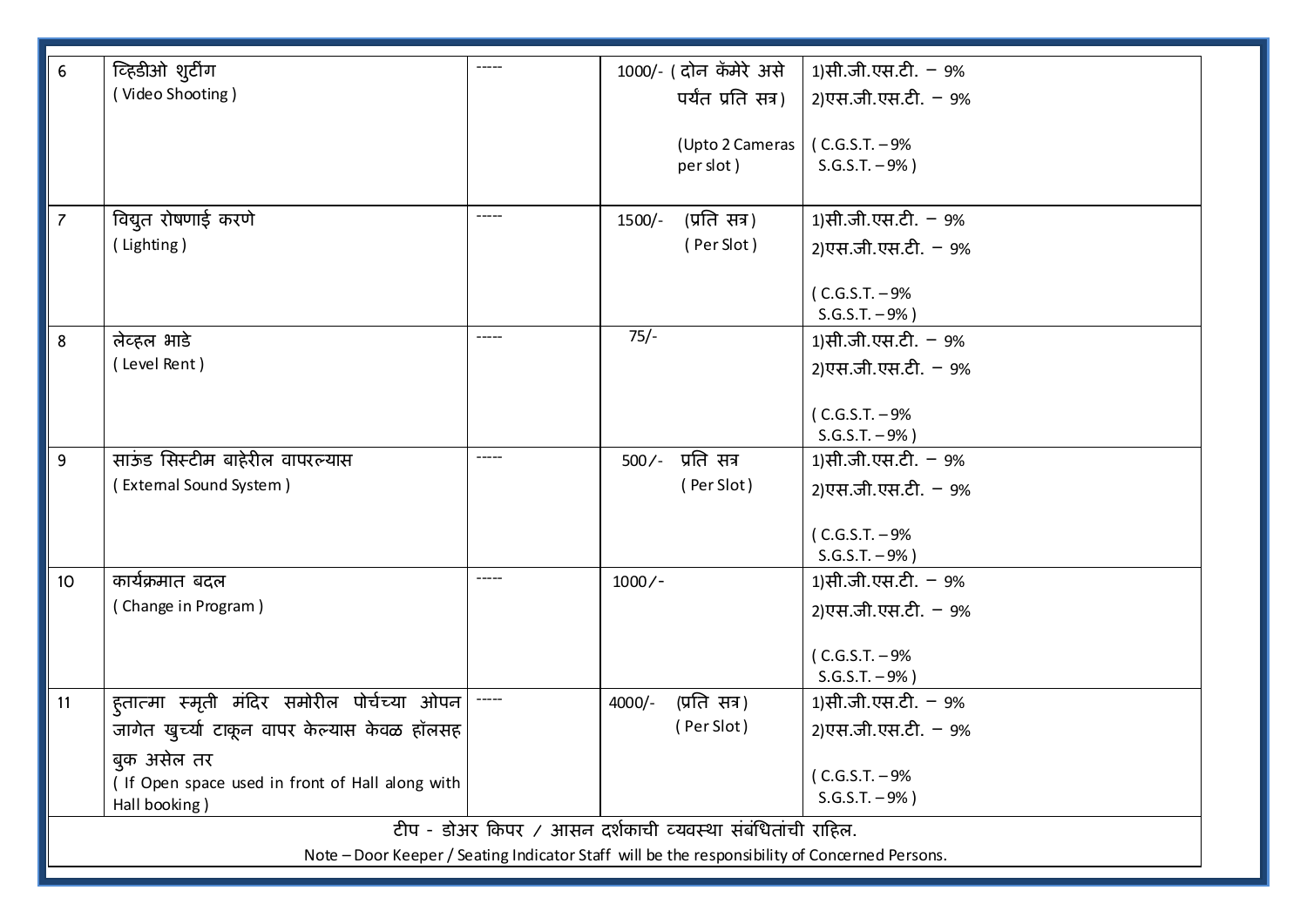| | | | | |
|---|---|---|---|---|
| 6 | व्हिडीओ शुटींग<br>( Video Shooting ) | ----- | 1000/- ( दोन कॅमेरे असे पर्यंत प्रति सत्र )<br>(Upto 2 Cameras per slot ) | 1)सी.जी.एस.टी. – 9%<br>2)एस.जी.एस.टी. – 9%<br>( C.G.S.T. – 9%<br>S.G.S.T. – 9% ) |
| 7 | विद्युत रोषणाई करणे<br>( Lighting ) | ----- | 1500/- (प्रति सत्र )<br>( Per Slot ) | 1)सी.जी.एस.टी. – 9%<br>2)एस.जी.एस.टी. – 9%<br>( C.G.S.T. – 9%<br>S.G.S.T. – 9% ) |
| 8 | लेव्हल भाडे<br>( Level Rent ) | ----- | 75/- | 1)सी.जी.एस.टी. – 9%<br>2)एस.जी.एस.टी. – 9%<br>( C.G.S.T. – 9%<br>S.G.S.T. – 9% ) |
| 9 | साऊंड सिस्टीम बाहेरील वापरल्यास<br>( External Sound System ) | ----- | 500/- प्रति सत्र<br>( Per Slot ) | 1)सी.जी.एस.टी. – 9%<br>2)एस.जी.एस.टी. – 9%<br>( C.G.S.T. – 9%<br>S.G.S.T. – 9% ) |
| 10 | कार्यक्रमात बदल<br>( Change in Program ) | ----- | 1000/- | 1)सी.जी.एस.टी. – 9%<br>2)एस.जी.एस.टी. – 9%<br>( C.G.S.T. – 9%<br>S.G.S.T. – 9% ) |
| 11 | हुतात्मा स्मृती मंदिर समोरील पोर्चच्या ओपन जागेत खुर्च्या टाकून वापर केल्यास केवळ हॉलसह बुक असेल तर<br>( If Open space used in front of Hall along with Hall booking ) | ----- | 4000/- (प्रति सत्र )<br>( Per Slot ) | 1)सी.जी.एस.टी. – 9%<br>2)एस.जी.एस.टी. – 9%<br>( C.G.S.T. – 9%<br>S.G.S.T. – 9% ) |

टीप - डोअर किपर / आसन दर्शकाची व्यवस्था संबंधितांची राहिल.

Note – Door Keeper / Seating Indicator Staff will be the responsibility of Concerned Persons.